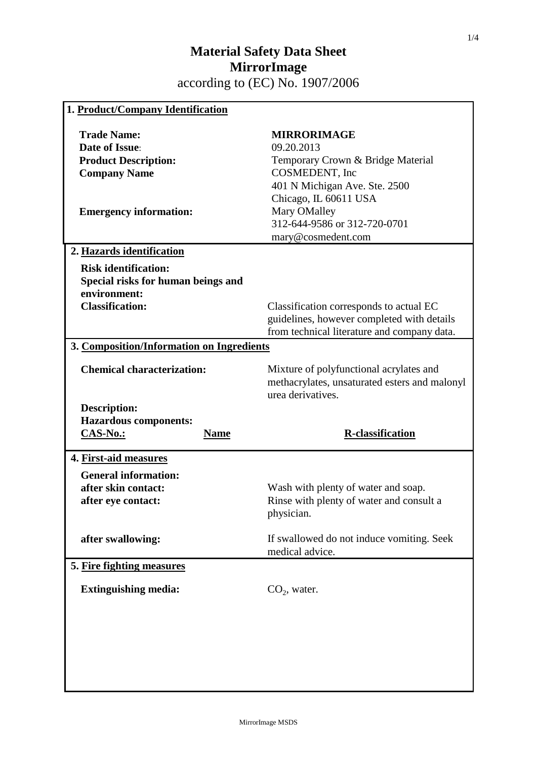# Material Safety Data Sheet
# MirrorImage
according to (EC) No. 1907/2006

## 1. Product/Company Identification

| | |
|---|---|
| **Trade Name:** | **MIRRORIMAGE** |
| **Date of Issue**: | 09.20.2013 |
| **Product Description:** | Temporary Crown & Bridge Material |
| **Company Name** | COSMEDENT, Inc<br>401 N Michigan Ave. Ste. 2500<br>Chicago, IL 60611 USA |
| **Emergency information:** | Mary OMalley<br>312-644-9586 or 312-720-0701<br>mary@cosmedent.com |

## 2. Hazards identification

**Risk identification:**

**Special risks for human beings and environment:**

**Classification:** Classification corresponds to actual EC guidelines, however completed with details from technical literature and company data.

## 3. Composition/Information on Ingredients

**Chemical characterization:** Mixture of polyfunctional acrylates and methacrylates, unsaturated esters and malonyl urea derivatives.

**Description:**

**Hazardous components:**

| CAS-No.: | Name | R-classification |
|---|---|---|

## 4. First-aid measures

**General information:**

**after skin contact:** Wash with plenty of water and soap.

**after eye contact:** Rinse with plenty of water and consult a physician.

**after swallowing:** If swallowed do not induce vomiting. Seek medical advice.

## 5. Fire fighting measures

**Extinguishing media:** $CO_2$, water.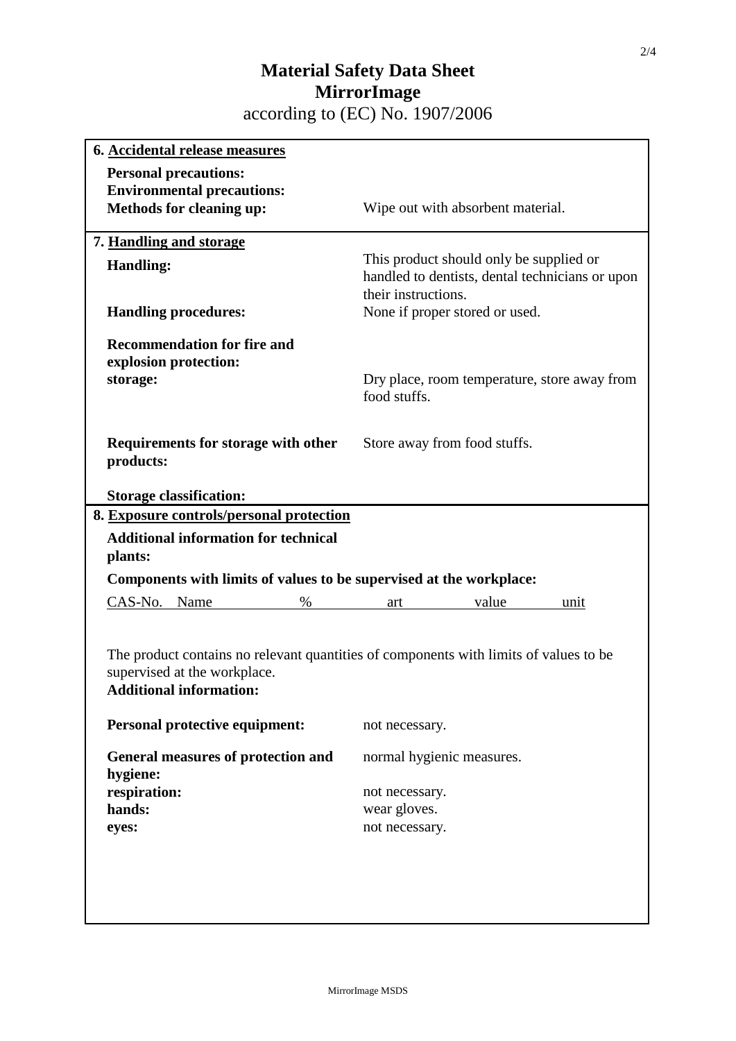# Material Safety Data Sheet
# MirrorImage
according to (EC) No. 1907/2006

## 6. Accidental release measures

**Personal precautions:**

**Environmental precautions:**

**Methods for cleaning up:** Wipe out with absorbent material.

## 7. Handling and storage

**Handling:** This product should only be supplied or handled to dentists, dental technicians or upon their instructions.

**Handling procedures:** None if proper stored or used.

**Recommendation for fire and explosion protection:**

**storage:** Dry place, room temperature, store away from food stuffs.

**Requirements for storage with other products:** Store away from food stuffs.

**Storage classification:**

## 8. Exposure controls/personal protection

**Additional information for technical plants:**

**Components with limits of values to be supervised at the workplace:**

| CAS-No. | Name | % | art | value | unit |
|---|---|---|---|---|---|

The product contains no relevant quantities of components with limits of values to be supervised at the workplace.

**Additional information:**

**Personal protective equipment:** not necessary.

**General measures of protection and hygiene:** normal hygienic measures.

**respiration:** not necessary.

**hands:** wear gloves.

**eyes:** not necessary.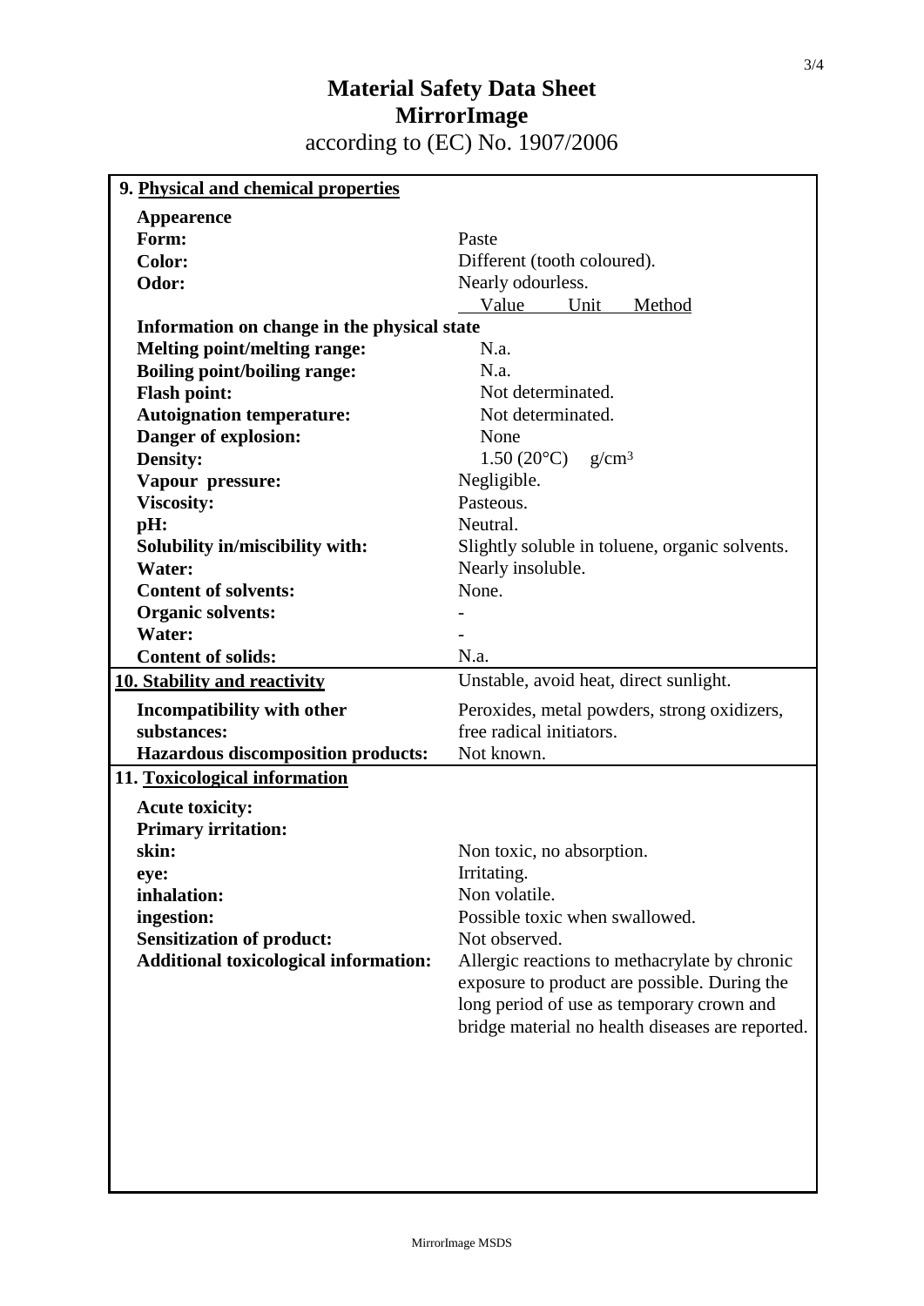# Material Safety Data Sheet
# MirrorImage
according to (EC) No. 1907/2006

## 9. Physical and chemical properties

| | |
|---|---|
| **Appearence** | |
| **Form:** | Paste |
| **Color:** | Different (tooth coloured). |
| **Odor:** | Nearly odourless. |
| | Value Unit Method |
| **Information on change in the physical state** | |
| **Melting point/melting range:** | N.a. |
| **Boiling point/boiling range:** | N.a. |
| **Flash point:** | Not determinated. |
| **Autoignation temperature:** | Not determinated. |
| **Danger of explosion:** | None |
| **Density:** | 1.50 (20°C) $g/cm^3$ |
| **Vapour pressure:** | Negligible. |
| **Viscosity:** | Pasteous. |
| **pH:** | Neutral. |
| **Solubility in/miscibility with:** | Slightly soluble in toluene, organic solvents. |
| **Water:** | Nearly insoluble. |
| **Content of solvents:** | None. |
| **Organic solvents:** | - |
| **Water:** | - |
| **Content of solids:** | N.a. |

## 10. Stability and reactivity

Unstable, avoid heat, direct sunlight.

| | |
|---|---|
| **Incompatibility with other substances:** | Peroxides, metal powders, strong oxidizers, free radical initiators. |
| **Hazardous discomposition products:** | Not known. |

## 11. Toxicological information

| | |
|---|---|
| **Acute toxicity:** | |
| **Primary irritation:** | |
| **skin:** | Non toxic, no absorption. |
| **eye:** | Irritating. |
| **inhalation:** | Non volatile. |
| **ingestion:** | Possible toxic when swallowed. |
| **Sensitization of product:** | Not observed. |
| **Additional toxicological information:** | Allergic reactions to methacrylate by chronic exposure to product are possible. During the long period of use as temporary crown and bridge material no health diseases are reported. |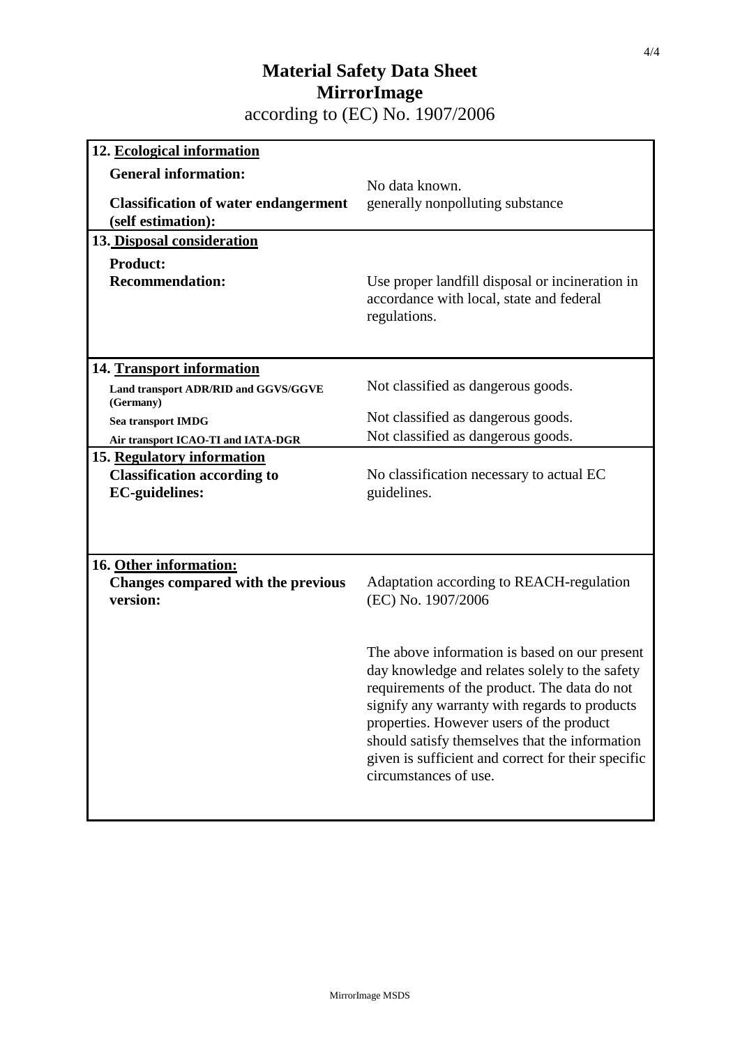# Material Safety Data Sheet
# MirrorImage
according to (EC) No. 1907/2006

| | |
|---|---|
| **12. Ecological information** | |
| **General information:** | No data known. |
| **Classification of water endangerment (self estimation):** | generally nonpolluting substance |
| **13. Disposal consideration** | |
| **Product:** | |
| **Recommendation:** | Use proper landfill disposal or incineration in accordance with local, state and federal regulations. |
| **14. Transport information** | |
| **Land transport ADR/RID and GGVS/GGVE (Germany)** | Not classified as dangerous goods. |
| **Sea transport IMDG** | Not classified as dangerous goods. |
| **Air transport ICAO-TI and IATA-DGR** | Not classified as dangerous goods. |
| **15. Regulatory information** | |
| **Classification according to EC-guidelines:** | No classification necessary to actual EC guidelines. |
| **16. Other information:** | |
| **Changes compared with the previous version:** | Adaptation according to REACH-regulation (EC) No. 1907/2006 |
| | The above information is based on our present day knowledge and relates solely to the safety requirements of the product. The data do not signify any warranty with regards to products properties. However users of the product should satisfy themselves that the information given is sufficient and correct for their specific circumstances of use. |